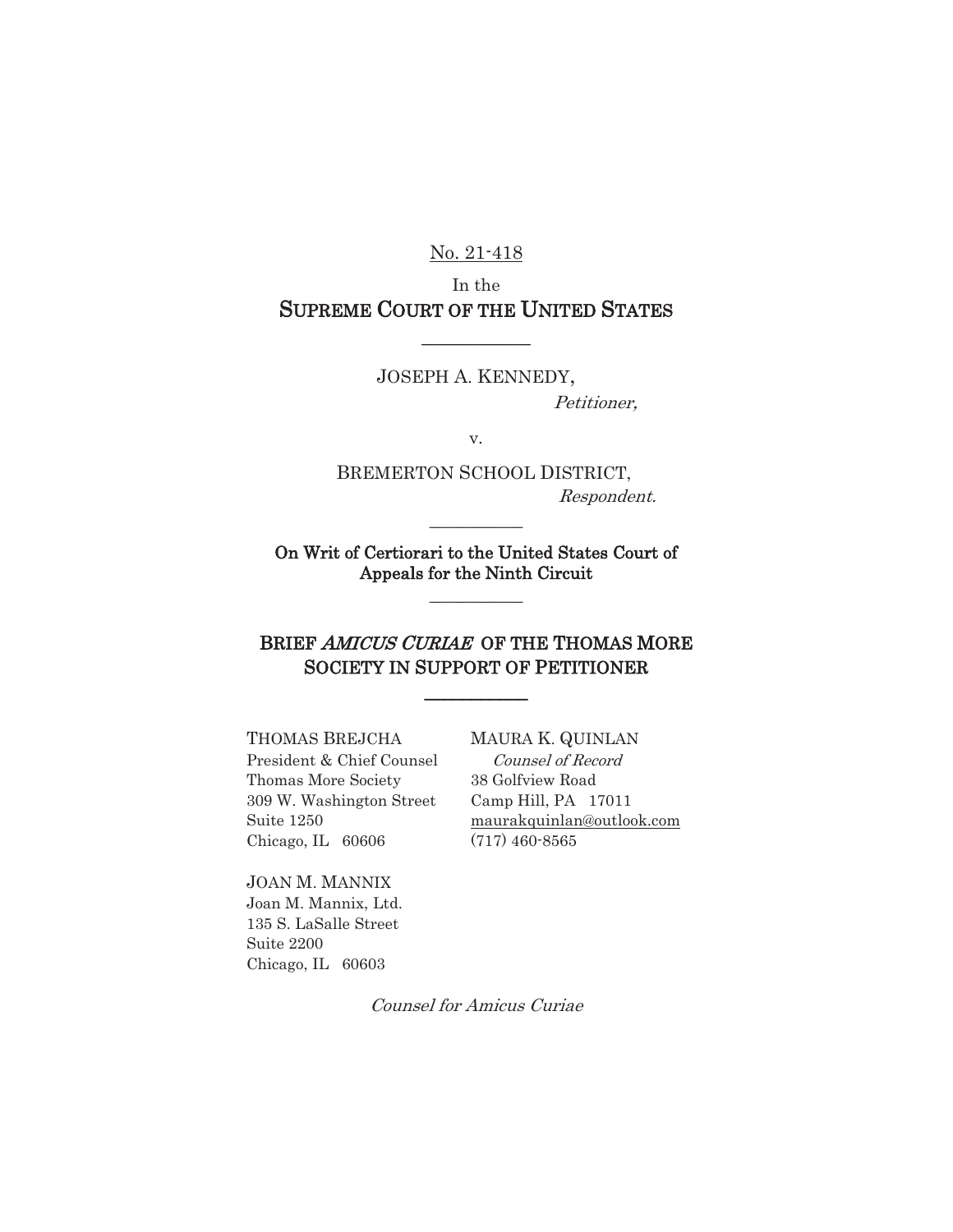No. 21-418

In the

**SUPREME COURT OF THE UNITED STATES**

---

JOSEPH A. KENNEDY,

*Petitioner,*

v.

BREMERTON SCHOOL DISTRICT,

*Respondent.*

---

**On Writ of Certiorari to the United States Court of Appeals for the Ninth Circuit**

---

**BRIEF *AMICUS CURIAE* OF THE THOMAS MORE SOCIETY IN SUPPORT OF PETITIONER**

---

THOMAS BREJCHA
President & Chief Counsel
Thomas More Society
309 W. Washington Street
Suite 1250
Chicago, IL 60606

JOAN M. MANNIX
Joan M. Mannix, Ltd.
135 S. LaSalle Street
Suite 2200
Chicago, IL 60603

MAURA K. QUINLAN
*Counsel of Record*
38 Golfview Road
Camp Hill, PA 17011
maurakquinlan@outlook.com
(717) 460-8565

*Counsel for Amicus Curiae*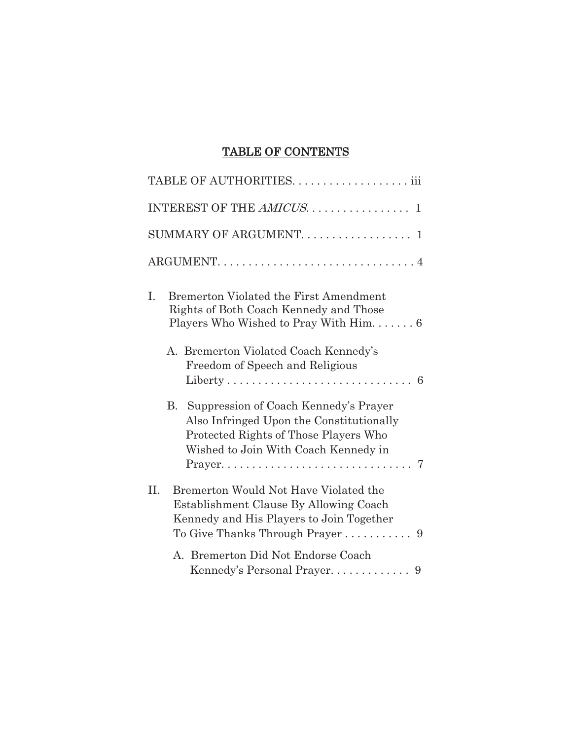# TABLE OF CONTENTS

TABLE OF AUTHORITIES. . . . . . . . . . . . . . . . . . . iii

INTEREST OF THE *AMICUS*. . . . . . . . . . . . . . . . 1

SUMMARY OF ARGUMENT. . . . . . . . . . . . . . . . . 1

ARGUMENT. . . . . . . . . . . . . . . . . . . . . . . . . . . . . . . . 4

I. Bremerton Violated the First Amendment Rights of Both Coach Kennedy and Those Players Who Wished to Pray With Him. . . . . . . 6

   A. Bremerton Violated Coach Kennedy's Freedom of Speech and Religious Liberty . . . . . . . . . . . . . . . . . . . . . . . . . . . . . 6

   B. Suppression of Coach Kennedy's Prayer Also Infringed Upon the Constitutionally Protected Rights of Those Players Who Wished to Join With Coach Kennedy in Prayer. . . . . . . . . . . . . . . . . . . . . . . . . . . . . . 7

II. Bremerton Would Not Have Violated the Establishment Clause By Allowing Coach Kennedy and His Players to Join Together To Give Thanks Through Prayer . . . . . . . . . . . 9

   A. Bremerton Did Not Endorse Coach Kennedy's Personal Prayer. . . . . . . . . . . . . 9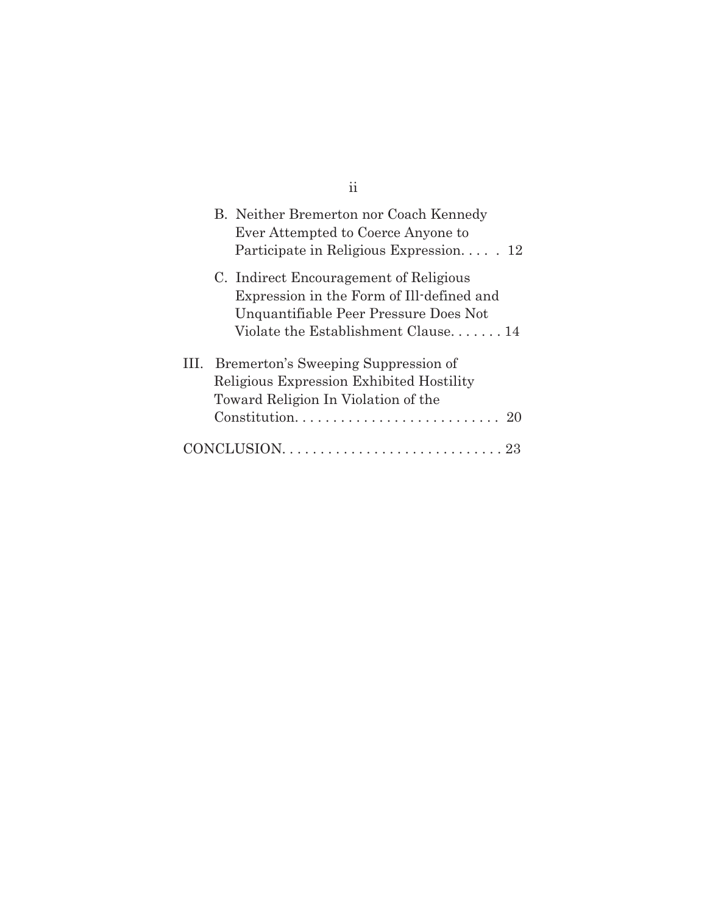B. Neither Bremerton nor Coach Kennedy Ever Attempted to Coerce Anyone to Participate in Religious Expression. . . . . 12

C. Indirect Encouragement of Religious Expression in the Form of Ill-defined and Unquantifiable Peer Pressure Does Not Violate the Establishment Clause. . . . . . . 14

III. Bremerton's Sweeping Suppression of Religious Expression Exhibited Hostility Toward Religion In Violation of the Constitution. . . . . . . . . . . . . . . . . . . . . . . . . . . 20

CONCLUSION. . . . . . . . . . . . . . . . . . . . . . . . . . . . . 23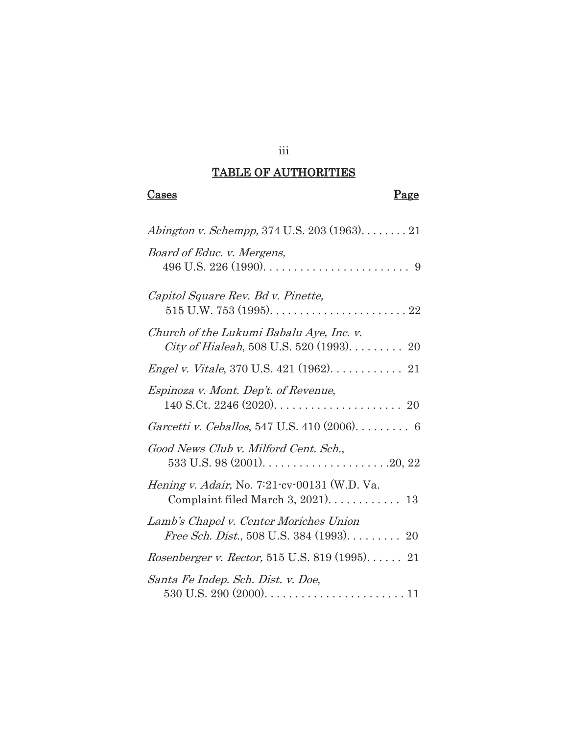## TABLE OF AUTHORITIES

**Cases** **Page**

*Abington v. Schempp,* 374 U.S. 203 (1963). . . . . . . . 21

*Board of Educ. v. Mergens,* 496 U.S. 226 (1990). . . . . . . . . . . . . . . . . . . . . . . . 9

*Capitol Square Rev. Bd v. Pinette,* 515 U.W. 753 (1995). . . . . . . . . . . . . . . . . . . . . . . 22

*Church of the Lukumi Babalu Aye, Inc. v. City of Hialeah*, 508 U.S. 520 (1993). . . . . . . . . 20

*Engel v. Vitale*, 370 U.S. 421 (1962). . . . . . . . . . . . 21

*Espinoza v. Mont. Dep't. of Revenue*, 140 S.Ct. 2246 (2020). . . . . . . . . . . . . . . . . . . . . 20

*Garcetti v. Ceballos*, 547 U.S. 410 (2006). . . . . . . . . 6

*Good News Club v. Milford Cent. Sch.*, 533 U.S. 98 (2001). . . . . . . . . . . . . . . . . . . . .20, 22

*Hening v. Adair,* No. 7:21-cv-00131 (W.D. Va. Complaint filed March 3, 2021). . . . . . . . . . . . 13

*Lamb's Chapel v. Center Moriches Union Free Sch. Dist.*, 508 U.S. 384 (1993). . . . . . . . . 20

*Rosenberger v. Rector,* 515 U.S. 819 (1995). . . . . . 21

*Santa Fe Indep. Sch. Dist. v. Doe*, 530 U.S. 290 (2000). . . . . . . . . . . . . . . . . . . . . . . 11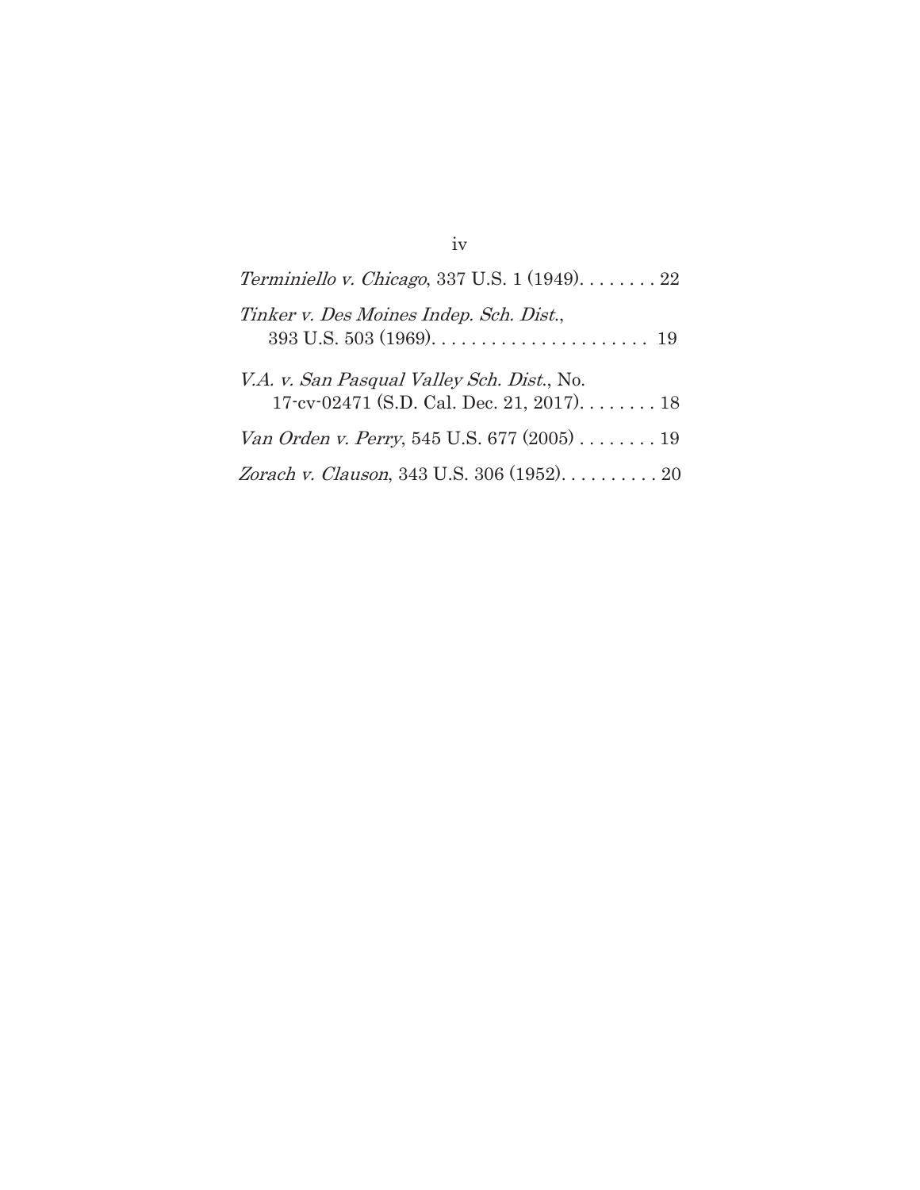*Terminiello v. Chicago*, 337 U.S. 1 (1949). . . . . . . . 22

*Tinker v. Des Moines Indep. Sch. Dist.*,
393 U.S. 503 (1969). . . . . . . . . . . . . . . . . . . . . . 19

*V.A. v. San Pasqual Valley Sch. Dist.*, No.
17-cv-02471 (S.D. Cal. Dec. 21, 2017). . . . . . . . 18

*Van Orden v. Perry*, 545 U.S. 677 (2005) . . . . . . . . 19

*Zorach v. Clauson*, 343 U.S. 306 (1952). . . . . . . . . . 20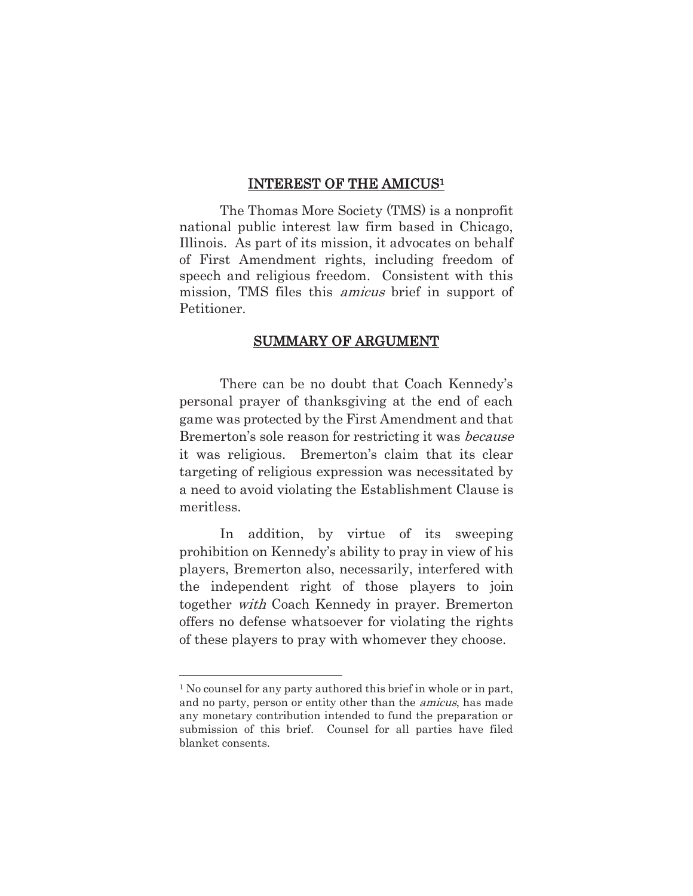## INTEREST OF THE AMICUS[1]

The Thomas More Society (TMS) is a nonprofit national public interest law firm based in Chicago, Illinois. As part of its mission, it advocates on behalf of First Amendment rights, including freedom of speech and religious freedom. Consistent with this mission, TMS files this *amicus* brief in support of Petitioner.

## SUMMARY OF ARGUMENT

There can be no doubt that Coach Kennedy's personal prayer of thanksgiving at the end of each game was protected by the First Amendment and that Bremerton's sole reason for restricting it was *because* it was religious. Bremerton's claim that its clear targeting of religious expression was necessitated by a need to avoid violating the Establishment Clause is meritless.

In addition, by virtue of its sweeping prohibition on Kennedy's ability to pray in view of his players, Bremerton also, necessarily, interfered with the independent right of those players to join together *with* Coach Kennedy in prayer. Bremerton offers no defense whatsoever for violating the rights of these players to pray with whomever they choose.

---

[1] No counsel for any party authored this brief in whole or in part, and no party, person or entity other than the *amicus*, has made any monetary contribution intended to fund the preparation or submission of this brief. Counsel for all parties have filed blanket consents.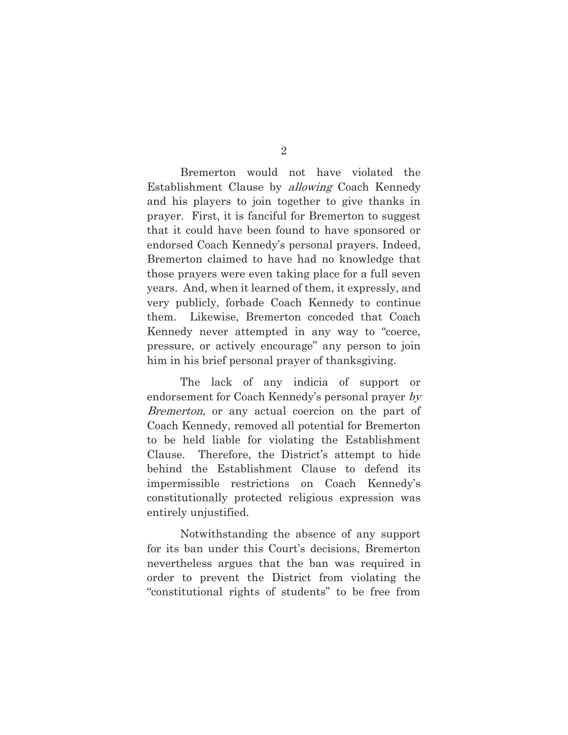Bremerton would not have violated the Establishment Clause by *allowing* Coach Kennedy and his players to join together to give thanks in prayer. First, it is fanciful for Bremerton to suggest that it could have been found to have sponsored or endorsed Coach Kennedy's personal prayers. Indeed, Bremerton claimed to have had no knowledge that those prayers were even taking place for a full seven years. And, when it learned of them, it expressly, and very publicly, forbade Coach Kennedy to continue them. Likewise, Bremerton conceded that Coach Kennedy never attempted in any way to "coerce, pressure, or actively encourage" any person to join him in his brief personal prayer of thanksgiving.

The lack of any indicia of support or endorsement for Coach Kennedy's personal prayer *by Bremerton,* or any actual coercion on the part of Coach Kennedy, removed all potential for Bremerton to be held liable for violating the Establishment Clause. Therefore, the District's attempt to hide behind the Establishment Clause to defend its impermissible restrictions on Coach Kennedy's constitutionally protected religious expression was entirely unjustified.

Notwithstanding the absence of any support for its ban under this Court's decisions, Bremerton nevertheless argues that the ban was required in order to prevent the District from violating the "constitutional rights of students" to be free from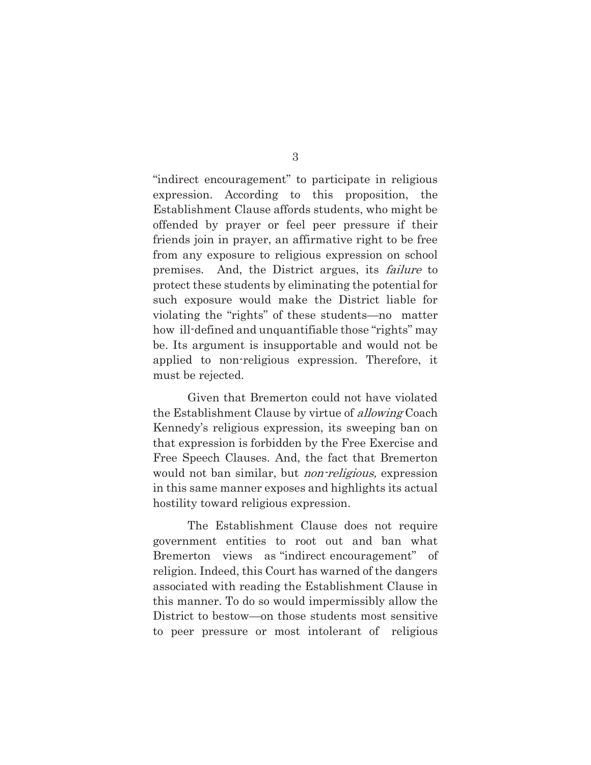"indirect encouragement" to participate in religious expression. According to this proposition, the Establishment Clause affords students, who might be offended by prayer or feel peer pressure if their friends join in prayer, an affirmative right to be free from any exposure to religious expression on school premises. And, the District argues, its *failure* to protect these students by eliminating the potential for such exposure would make the District liable for violating the "rights" of these students—no matter how ill-defined and unquantifiable those "rights" may be. Its argument is insupportable and would not be applied to non-religious expression. Therefore, it must be rejected.

Given that Bremerton could not have violated the Establishment Clause by virtue of *allowing* Coach Kennedy's religious expression, its sweeping ban on that expression is forbidden by the Free Exercise and Free Speech Clauses. And, the fact that Bremerton would not ban similar, but *non-religious,* expression in this same manner exposes and highlights its actual hostility toward religious expression.

The Establishment Clause does not require government entities to root out and ban what Bremerton views as "indirect encouragement" of religion. Indeed, this Court has warned of the dangers associated with reading the Establishment Clause in this manner. To do so would impermissibly allow the District to bestow—on those students most sensitive to peer pressure or most intolerant of religious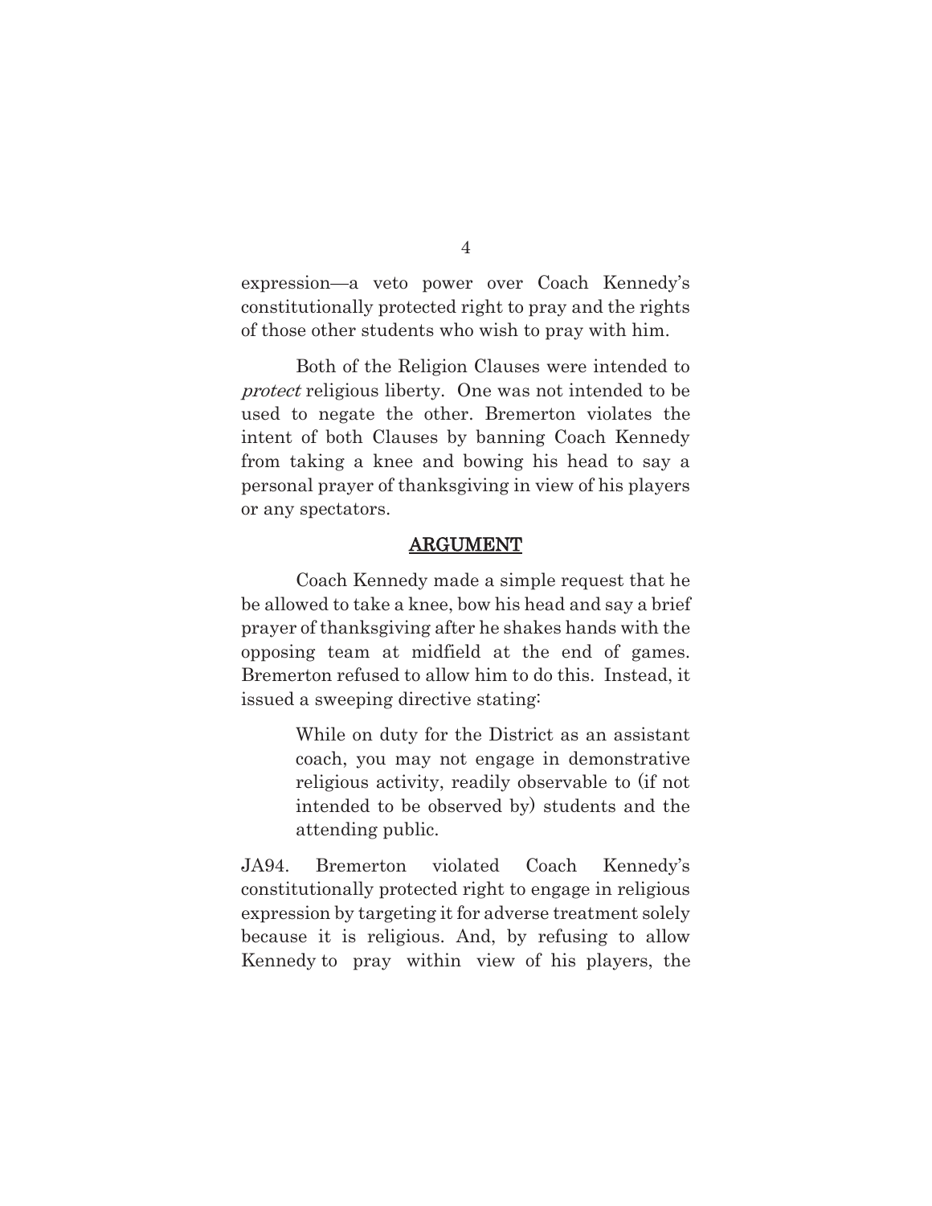expression—a veto power over Coach Kennedy's constitutionally protected right to pray and the rights of those other students who wish to pray with him.

Both of the Religion Clauses were intended to *protect* religious liberty. One was not intended to be used to negate the other. Bremerton violates the intent of both Clauses by banning Coach Kennedy from taking a knee and bowing his head to say a personal prayer of thanksgiving in view of his players or any spectators.

## ARGUMENT

Coach Kennedy made a simple request that he be allowed to take a knee, bow his head and say a brief prayer of thanksgiving after he shakes hands with the opposing team at midfield at the end of games. Bremerton refused to allow him to do this. Instead, it issued a sweeping directive stating:

> While on duty for the District as an assistant coach, you may not engage in demonstrative religious activity, readily observable to (if not intended to be observed by) students and the attending public.

JA94. Bremerton violated Coach Kennedy's constitutionally protected right to engage in religious expression by targeting it for adverse treatment solely because it is religious. And, by refusing to allow Kennedy to pray within view of his players, the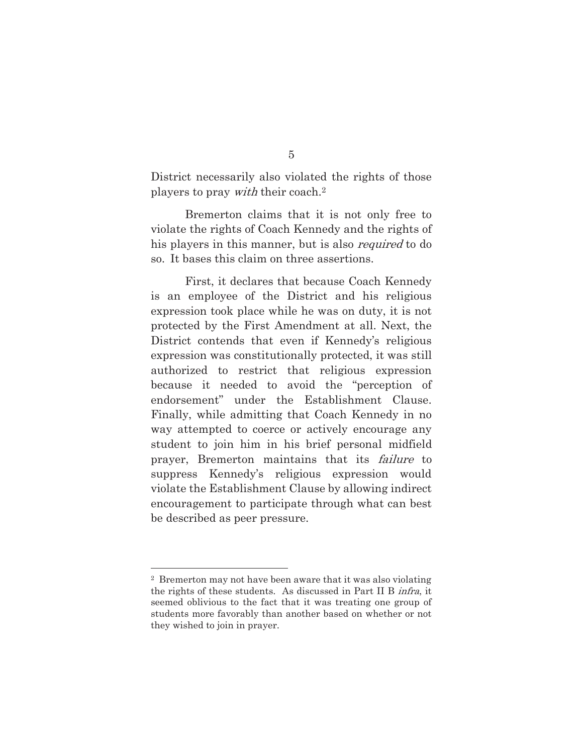District necessarily also violated the rights of those players to pray *with* their coach.[2]

Bremerton claims that it is not only free to violate the rights of Coach Kennedy and the rights of his players in this manner, but is also *required* to do so. It bases this claim on three assertions.

First, it declares that because Coach Kennedy is an employee of the District and his religious expression took place while he was on duty, it is not protected by the First Amendment at all. Next, the District contends that even if Kennedy's religious expression was constitutionally protected, it was still authorized to restrict that religious expression because it needed to avoid the "perception of endorsement" under the Establishment Clause. Finally, while admitting that Coach Kennedy in no way attempted to coerce or actively encourage any student to join him in his brief personal midfield prayer, Bremerton maintains that its *failure* to suppress Kennedy's religious expression would violate the Establishment Clause by allowing indirect encouragement to participate through what can best be described as peer pressure.

---

[2] Bremerton may not have been aware that it was also violating the rights of these students. As discussed in Part II B *infra*, it seemed oblivious to the fact that it was treating one group of students more favorably than another based on whether or not they wished to join in prayer.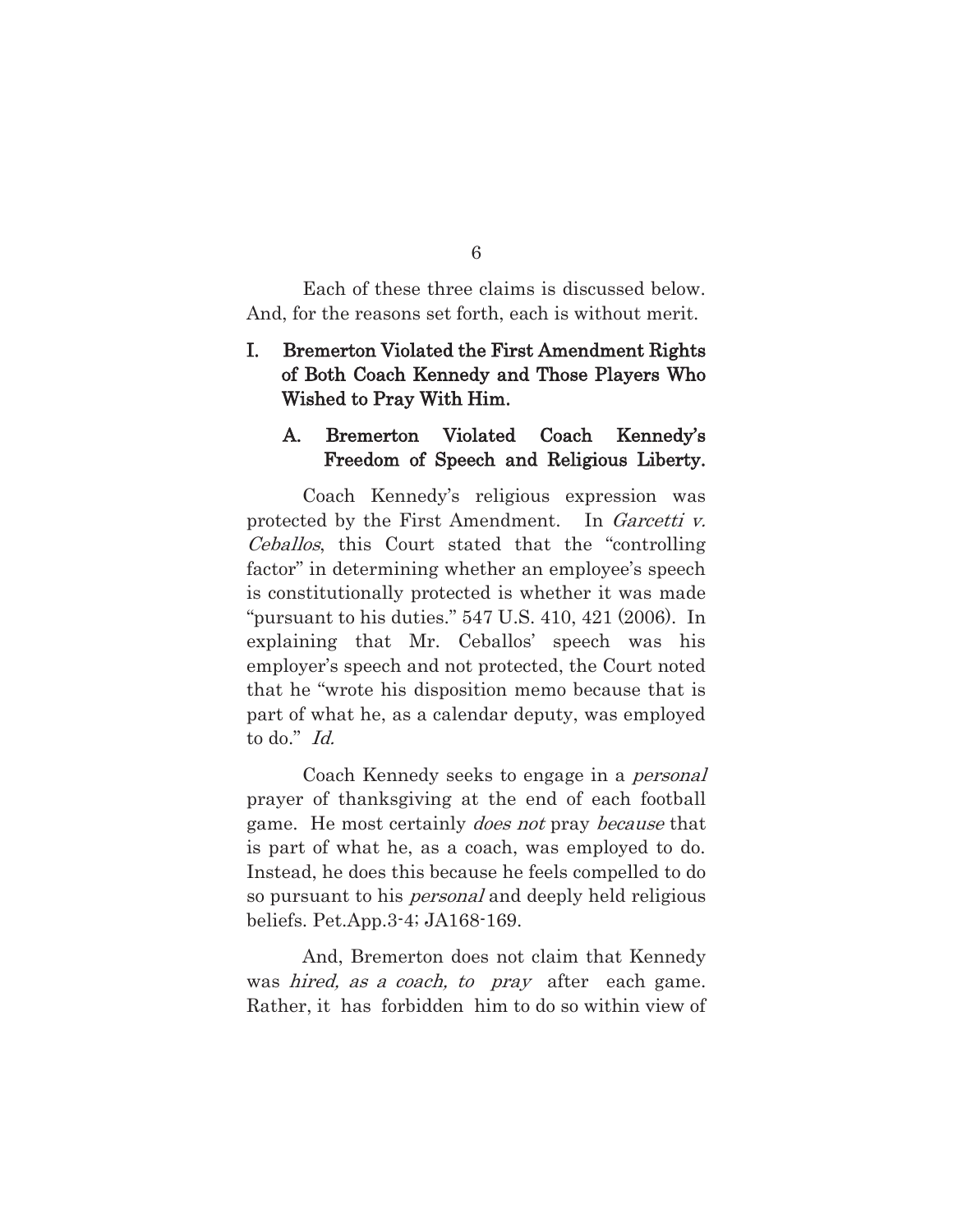Each of these three claims is discussed below. And, for the reasons set forth, each is without merit.

## I. Bremerton Violated the First Amendment Rights of Both Coach Kennedy and Those Players Who Wished to Pray With Him.

### A. Bremerton Violated Coach Kennedy's Freedom of Speech and Religious Liberty.

Coach Kennedy's religious expression was protected by the First Amendment. In *Garcetti v. Ceballos*, this Court stated that the "controlling factor" in determining whether an employee's speech is constitutionally protected is whether it was made "pursuant to his duties." 547 U.S. 410, 421 (2006). In explaining that Mr. Ceballos' speech was his employer's speech and not protected, the Court noted that he "wrote his disposition memo because that is part of what he, as a calendar deputy, was employed to do." *Id.*

Coach Kennedy seeks to engage in a *personal* prayer of thanksgiving at the end of each football game. He most certainly *does not* pray *because* that is part of what he, as a coach, was employed to do. Instead, he does this because he feels compelled to do so pursuant to his *personal* and deeply held religious beliefs. Pet.App.3-4; JA168-169.

And, Bremerton does not claim that Kennedy was *hired, as a coach, to pray* after each game. Rather, it has forbidden him to do so within view of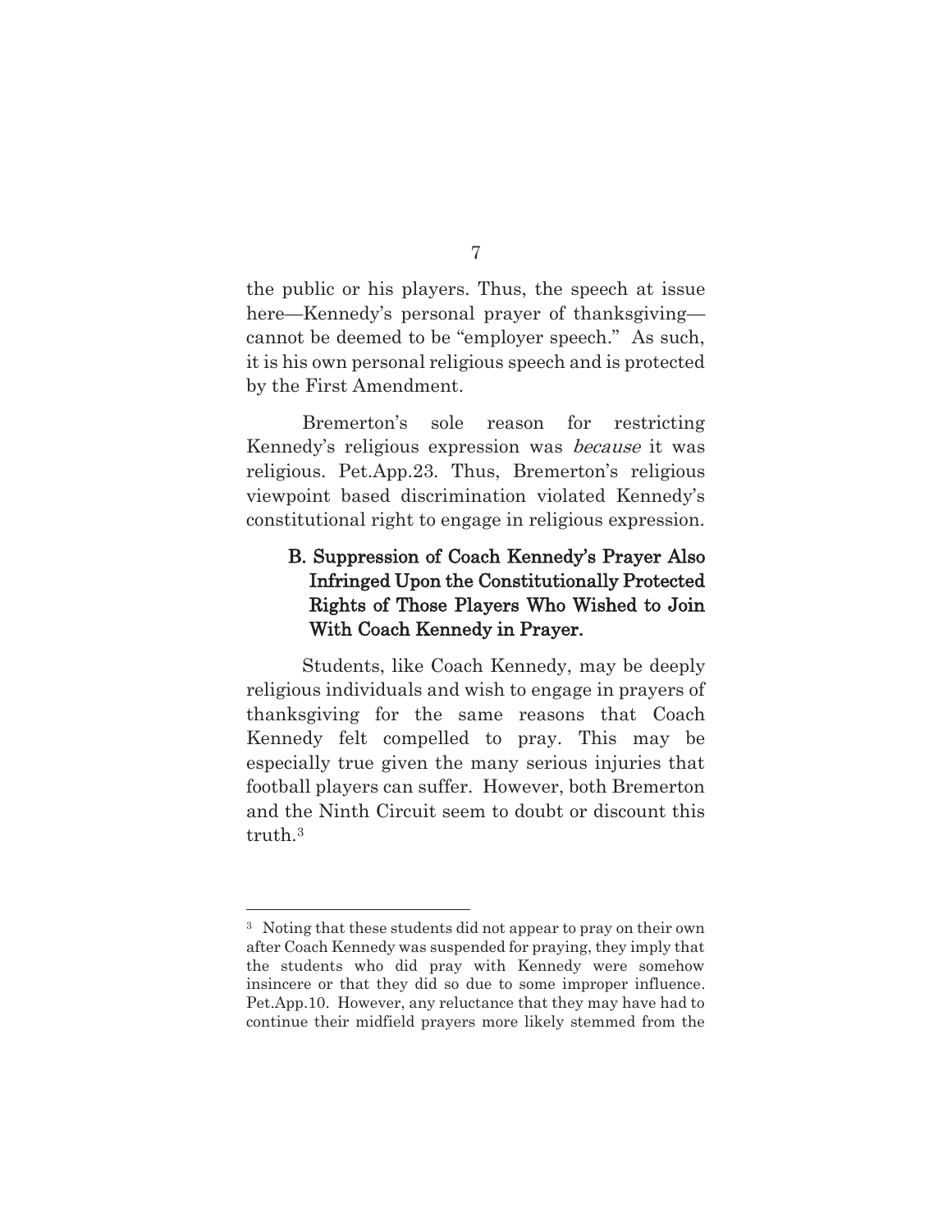the public or his players. Thus, the speech at issue here—Kennedy's personal prayer of thanksgiving—cannot be deemed to be "employer speech." As such, it is his own personal religious speech and is protected by the First Amendment.

Bremerton's sole reason for restricting Kennedy's religious expression was *because* it was religious. Pet.App.23. Thus, Bremerton's religious viewpoint based discrimination violated Kennedy's constitutional right to engage in religious expression.

### B. Suppression of Coach Kennedy's Prayer Also Infringed Upon the Constitutionally Protected Rights of Those Players Who Wished to Join With Coach Kennedy in Prayer.

Students, like Coach Kennedy, may be deeply religious individuals and wish to engage in prayers of thanksgiving for the same reasons that Coach Kennedy felt compelled to pray. This may be especially true given the many serious injuries that football players can suffer. However, both Bremerton and the Ninth Circuit seem to doubt or discount this truth.[3]

---

[3] Noting that these students did not appear to pray on their own after Coach Kennedy was suspended for praying, they imply that the students who did pray with Kennedy were somehow insincere or that they did so due to some improper influence. Pet.App.10. However, any reluctance that they may have had to continue their midfield prayers more likely stemmed from the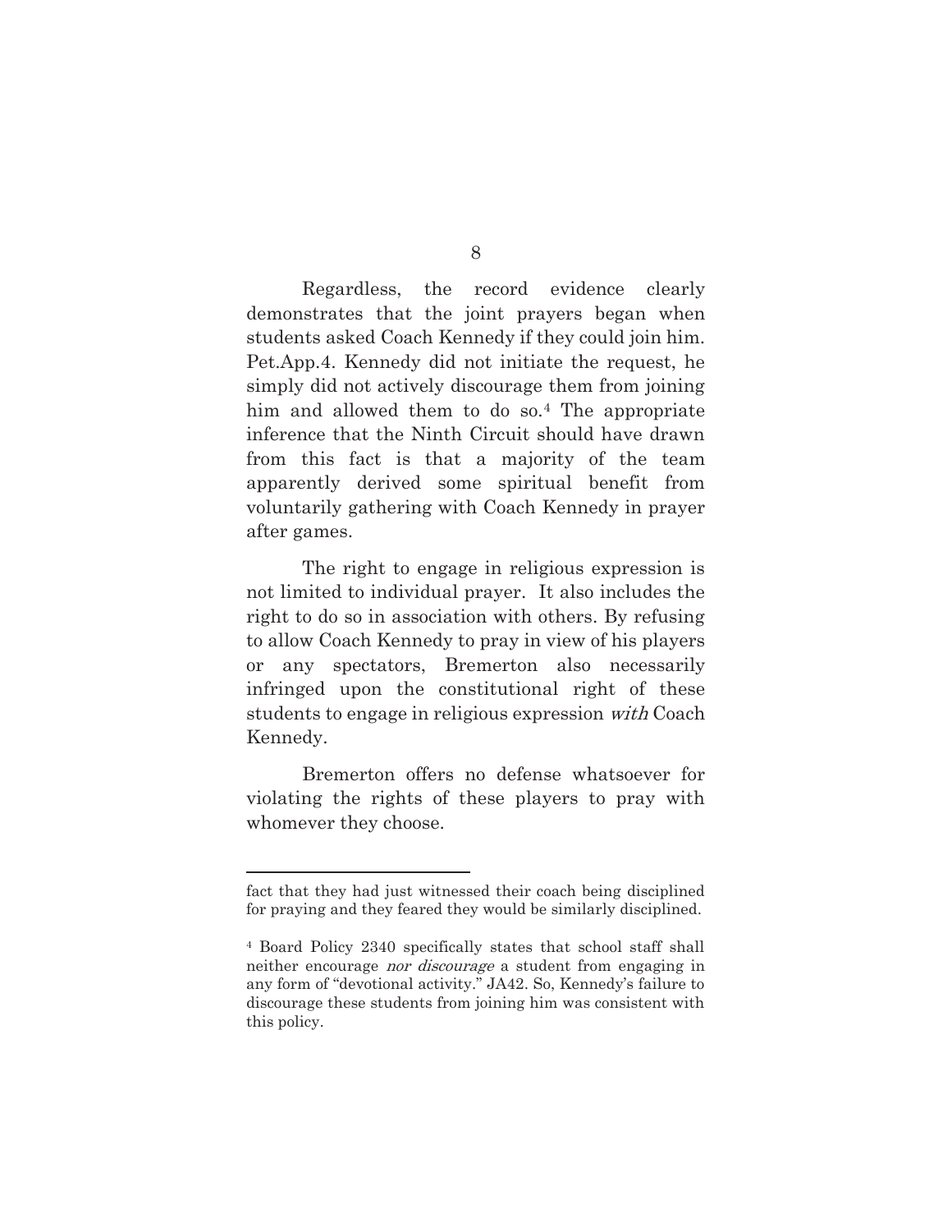Regardless, the record evidence clearly demonstrates that the joint prayers began when students asked Coach Kennedy if they could join him. Pet.App.4. Kennedy did not initiate the request, he simply did not actively discourage them from joining him and allowed them to do so.[4] The appropriate inference that the Ninth Circuit should have drawn from this fact is that a majority of the team apparently derived some spiritual benefit from voluntarily gathering with Coach Kennedy in prayer after games.

The right to engage in religious expression is not limited to individual prayer. It also includes the right to do so in association with others. By refusing to allow Coach Kennedy to pray in view of his players or any spectators, Bremerton also necessarily infringed upon the constitutional right of these students to engage in religious expression *with* Coach Kennedy.

Bremerton offers no defense whatsoever for violating the rights of these players to pray with whomever they choose.

---

fact that they had just witnessed their coach being disciplined for praying and they feared they would be similarly disciplined.

[4] Board Policy 2340 specifically states that school staff shall neither encourage *nor discourage* a student from engaging in any form of "devotional activity." JA42. So, Kennedy's failure to discourage these students from joining him was consistent with this policy.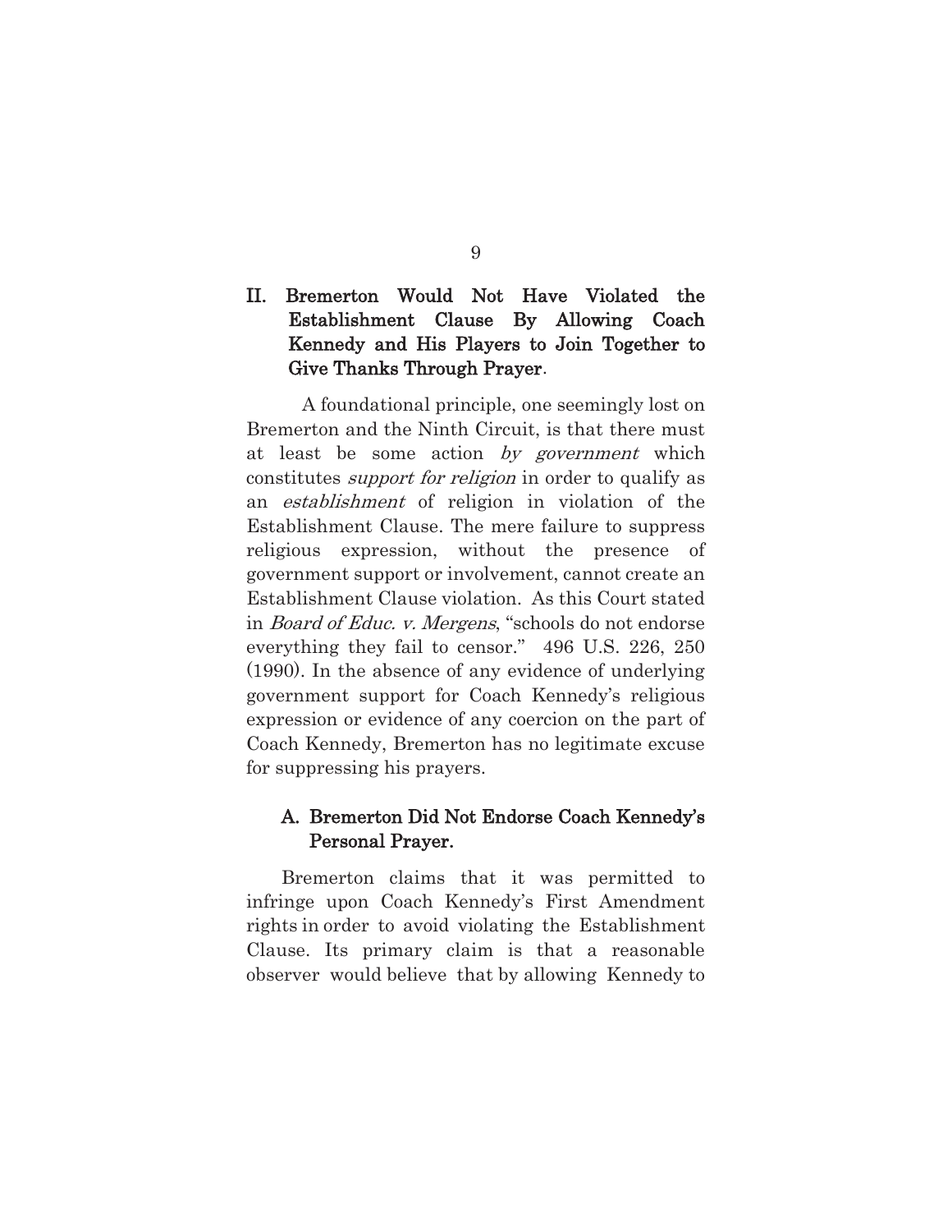## II. Bremerton Would Not Have Violated the Establishment Clause By Allowing Coach Kennedy and His Players to Join Together to Give Thanks Through Prayer.

A foundational principle, one seemingly lost on Bremerton and the Ninth Circuit, is that there must at least be some action *by government* which constitutes *support for religion* in order to qualify as an *establishment* of religion in violation of the Establishment Clause. The mere failure to suppress religious expression, without the presence of government support or involvement, cannot create an Establishment Clause violation. As this Court stated in *Board of Educ. v. Mergens*, "schools do not endorse everything they fail to censor." 496 U.S. 226, 250 (1990). In the absence of any evidence of underlying government support for Coach Kennedy's religious expression or evidence of any coercion on the part of Coach Kennedy, Bremerton has no legitimate excuse for suppressing his prayers.

### A. Bremerton Did Not Endorse Coach Kennedy's Personal Prayer.

Bremerton claims that it was permitted to infringe upon Coach Kennedy's First Amendment rights in order to avoid violating the Establishment Clause. Its primary claim is that a reasonable observer would believe that by allowing Kennedy to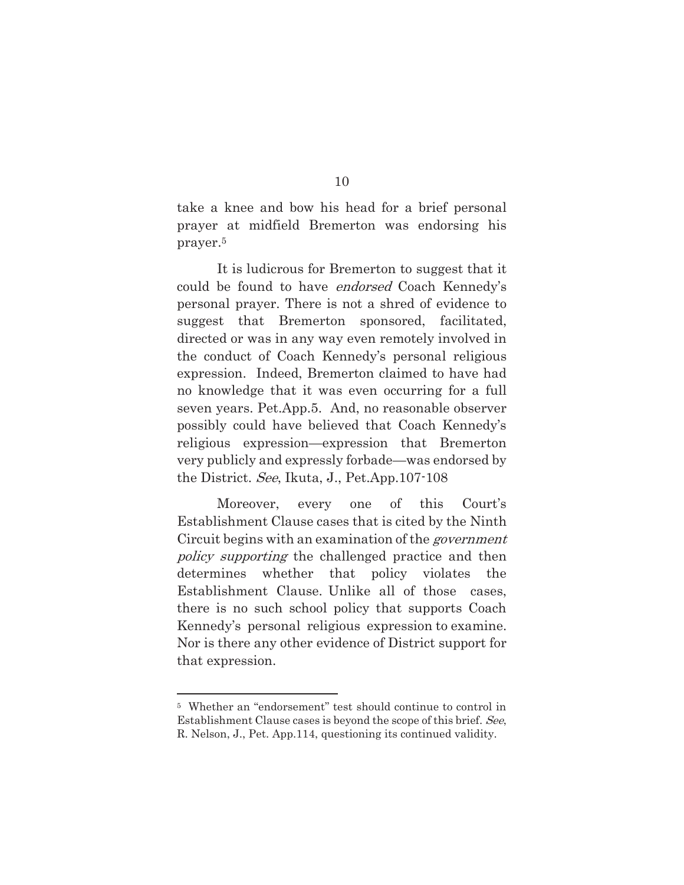take a knee and bow his head for a brief personal prayer at midfield Bremerton was endorsing his prayer.[5]

It is ludicrous for Bremerton to suggest that it could be found to have *endorsed* Coach Kennedy's personal prayer. There is not a shred of evidence to suggest that Bremerton sponsored, facilitated, directed or was in any way even remotely involved in the conduct of Coach Kennedy's personal religious expression. Indeed, Bremerton claimed to have had no knowledge that it was even occurring for a full seven years. Pet.App.5. And, no reasonable observer possibly could have believed that Coach Kennedy's religious expression—expression that Bremerton very publicly and expressly forbade—was endorsed by the District. *See*, Ikuta, J., Pet.App.107-108

Moreover, every one of this Court's Establishment Clause cases that is cited by the Ninth Circuit begins with an examination of the *government policy supporting* the challenged practice and then determines whether that policy violates the Establishment Clause. Unlike all of those cases, there is no such school policy that supports Coach Kennedy's personal religious expression to examine. Nor is there any other evidence of District support for that expression.

---

[5] Whether an "endorsement" test should continue to control in Establishment Clause cases is beyond the scope of this brief. *See*, R. Nelson, J., Pet. App.114, questioning its continued validity.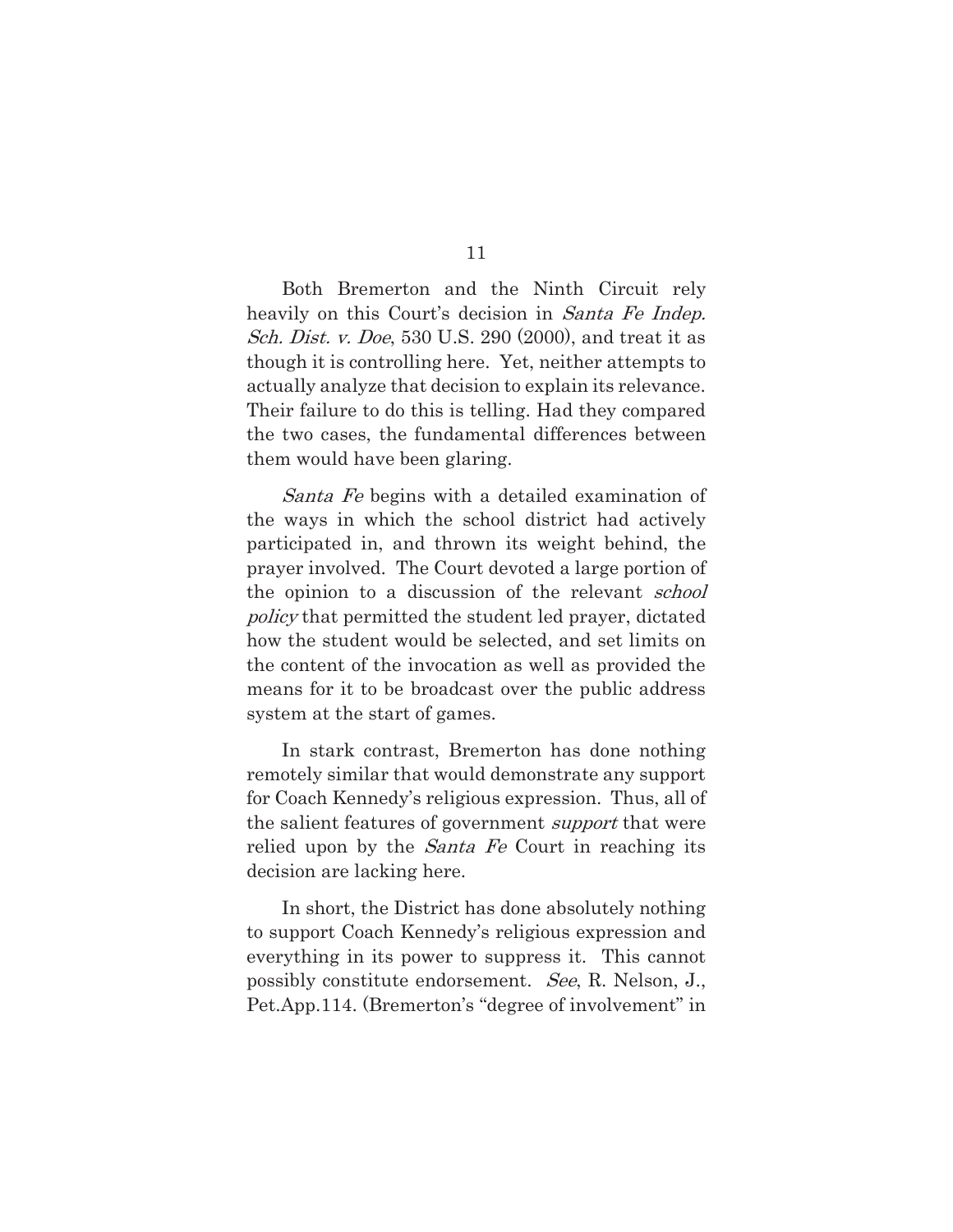Both Bremerton and the Ninth Circuit rely heavily on this Court's decision in *Santa Fe Indep. Sch. Dist. v. Doe*, 530 U.S. 290 (2000), and treat it as though it is controlling here. Yet, neither attempts to actually analyze that decision to explain its relevance. Their failure to do this is telling. Had they compared the two cases, the fundamental differences between them would have been glaring.

*Santa Fe* begins with a detailed examination of the ways in which the school district had actively participated in, and thrown its weight behind, the prayer involved. The Court devoted a large portion of the opinion to a discussion of the relevant *school policy* that permitted the student led prayer, dictated how the student would be selected, and set limits on the content of the invocation as well as provided the means for it to be broadcast over the public address system at the start of games.

In stark contrast, Bremerton has done nothing remotely similar that would demonstrate any support for Coach Kennedy's religious expression. Thus, all of the salient features of government *support* that were relied upon by the *Santa Fe* Court in reaching its decision are lacking here.

In short, the District has done absolutely nothing to support Coach Kennedy's religious expression and everything in its power to suppress it. This cannot possibly constitute endorsement. *See*, R. Nelson, J., Pet.App.114. (Bremerton's "degree of involvement" in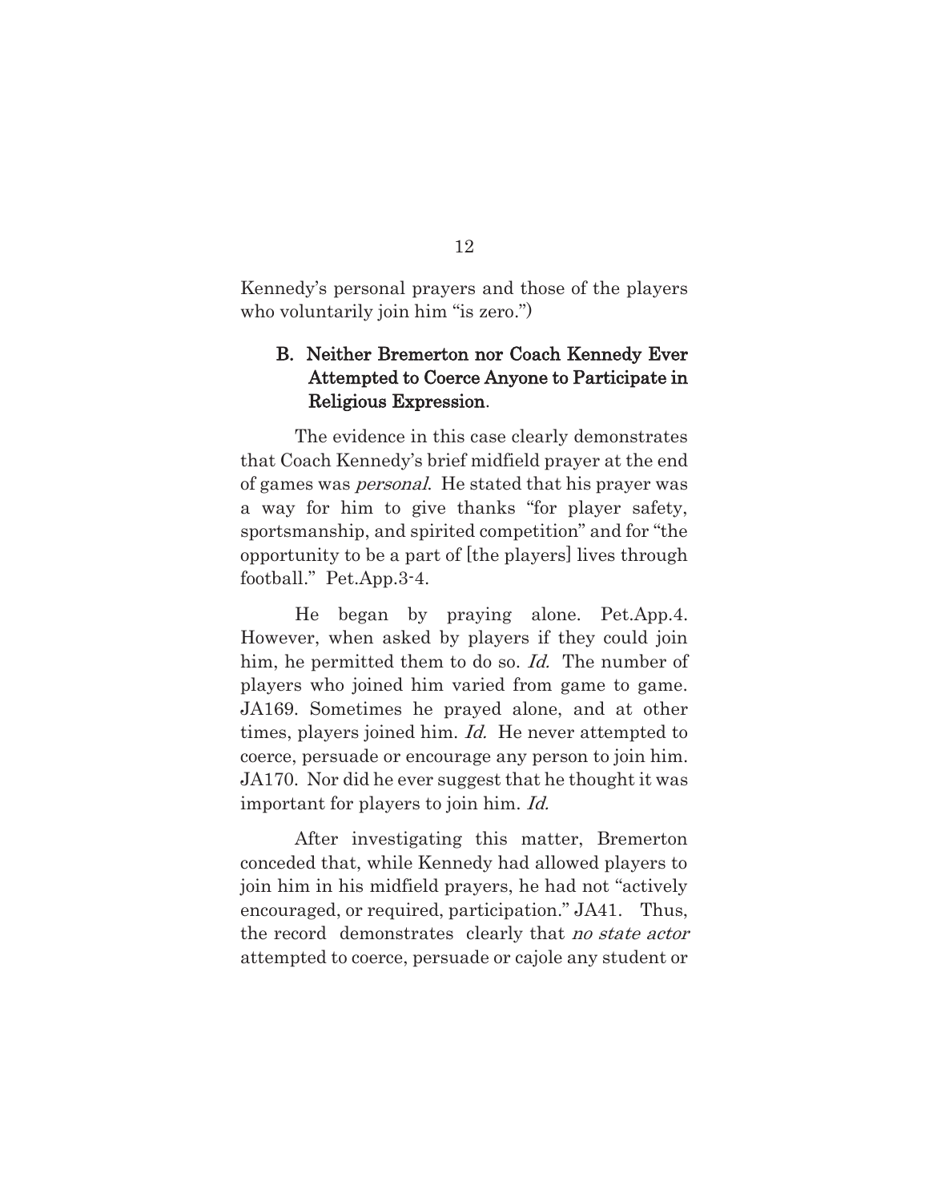Kennedy's personal prayers and those of the players who voluntarily join him "is zero.")

### B. Neither Bremerton nor Coach Kennedy Ever Attempted to Coerce Anyone to Participate in Religious Expression.

The evidence in this case clearly demonstrates that Coach Kennedy's brief midfield prayer at the end of games was *personal*. He stated that his prayer was a way for him to give thanks "for player safety, sportsmanship, and spirited competition" and for "the opportunity to be a part of [the players] lives through football." Pet.App.3-4.

He began by praying alone. Pet.App.4. However, when asked by players if they could join him, he permitted them to do so. *Id.* The number of players who joined him varied from game to game. JA169. Sometimes he prayed alone, and at other times, players joined him. *Id.* He never attempted to coerce, persuade or encourage any person to join him. JA170. Nor did he ever suggest that he thought it was important for players to join him. *Id.*

After investigating this matter, Bremerton conceded that, while Kennedy had allowed players to join him in his midfield prayers, he had not "actively encouraged, or required, participation." JA41. Thus, the record demonstrates clearly that *no state actor* attempted to coerce, persuade or cajole any student or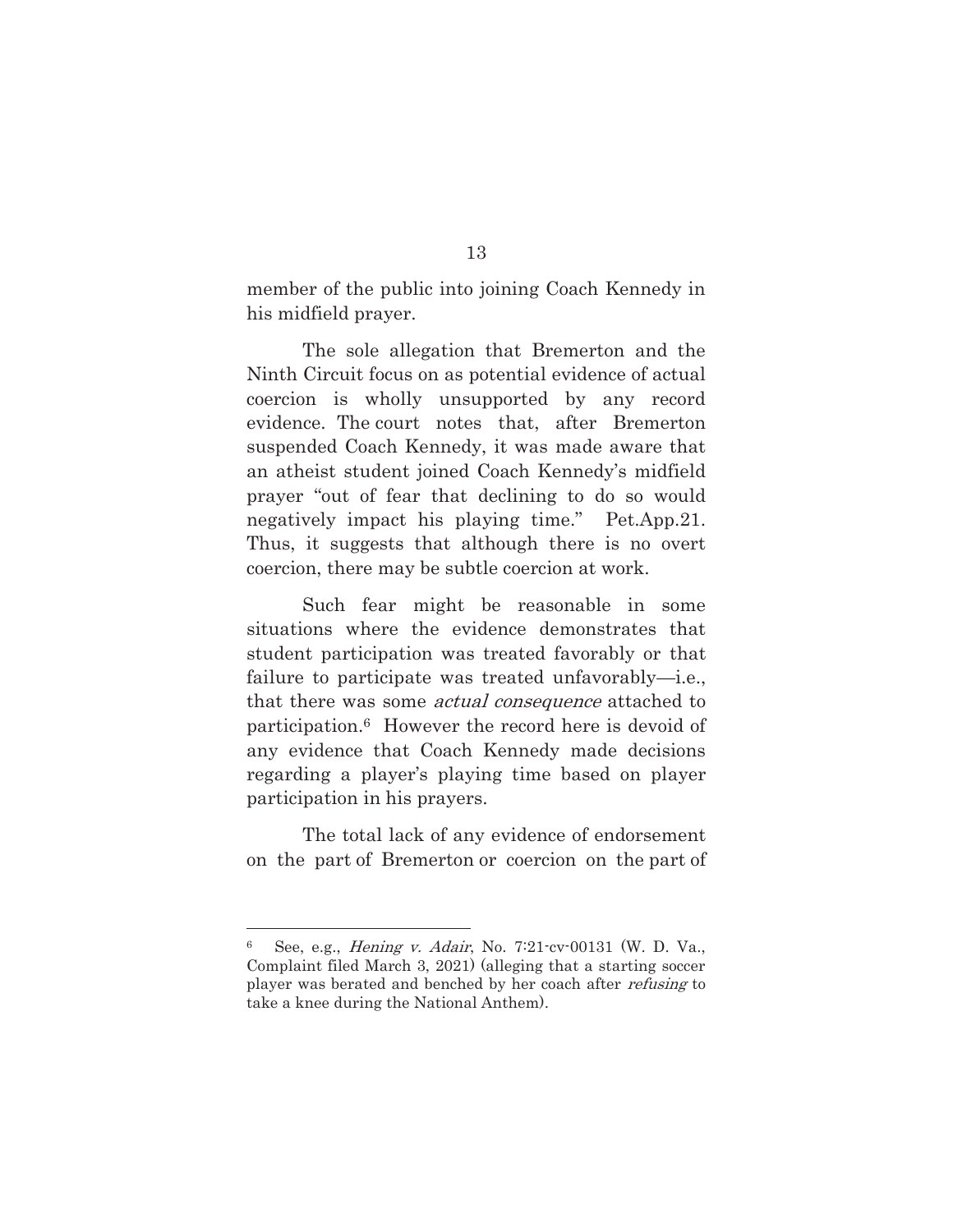member of the public into joining Coach Kennedy in his midfield prayer.

The sole allegation that Bremerton and the Ninth Circuit focus on as potential evidence of actual coercion is wholly unsupported by any record evidence. The court notes that, after Bremerton suspended Coach Kennedy, it was made aware that an atheist student joined Coach Kennedy's midfield prayer "out of fear that declining to do so would negatively impact his playing time." Pet.App.21. Thus, it suggests that although there is no overt coercion, there may be subtle coercion at work.

Such fear might be reasonable in some situations where the evidence demonstrates that student participation was treated favorably or that failure to participate was treated unfavorably—i.e., that there was some *actual consequence* attached to participation.[6] However the record here is devoid of any evidence that Coach Kennedy made decisions regarding a player's playing time based on player participation in his prayers.

The total lack of any evidence of endorsement on the part of Bremerton or coercion on the part of

---

[6] See, e.g., *Hening v. Adair*, No. 7:21-cv-00131 (W. D. Va., Complaint filed March 3, 2021) (alleging that a starting soccer player was berated and benched by her coach after *refusing* to take a knee during the National Anthem).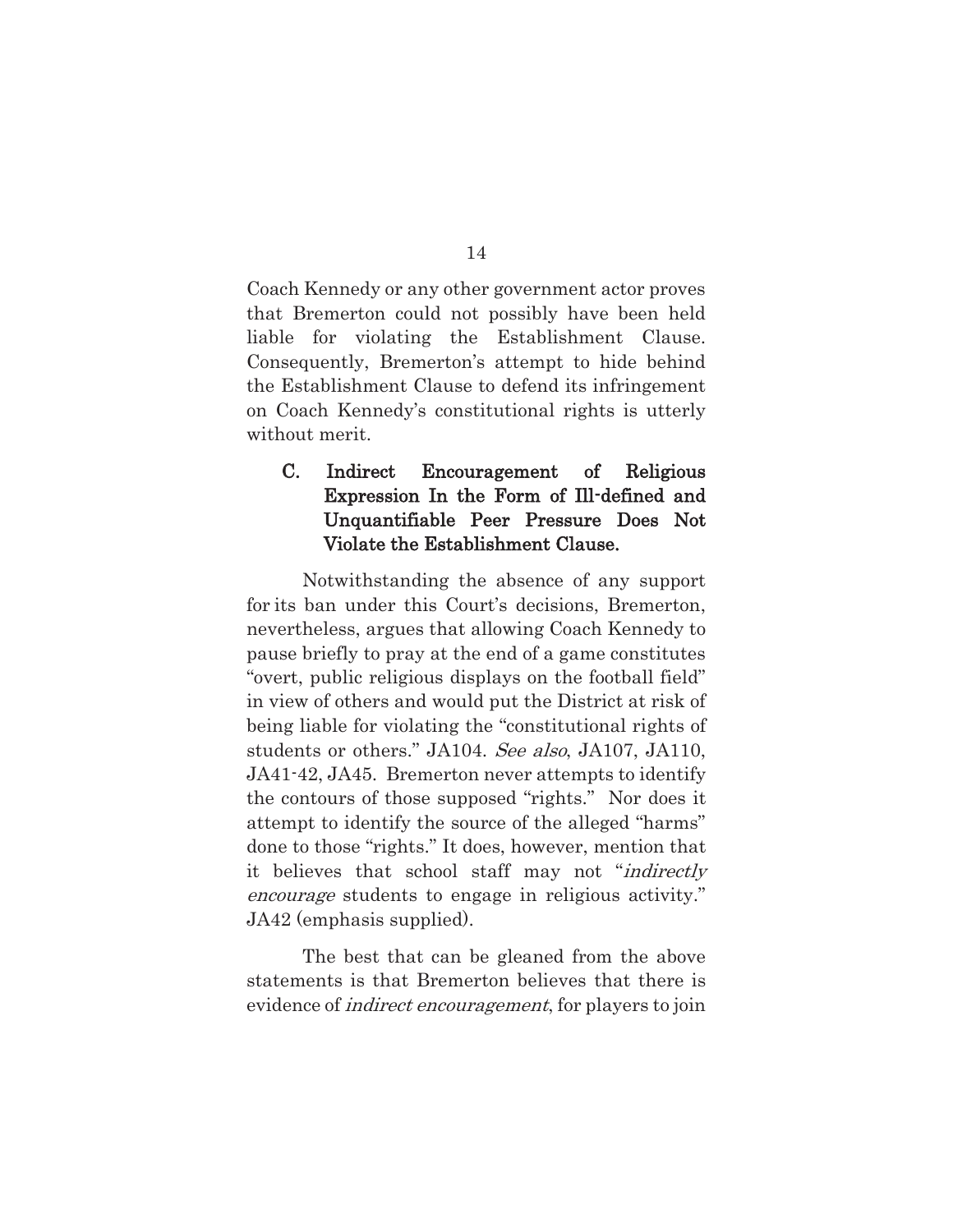Coach Kennedy or any other government actor proves that Bremerton could not possibly have been held liable for violating the Establishment Clause. Consequently, Bremerton's attempt to hide behind the Establishment Clause to defend its infringement on Coach Kennedy's constitutional rights is utterly without merit.

### C. Indirect Encouragement of Religious Expression In the Form of Ill-defined and Unquantifiable Peer Pressure Does Not Violate the Establishment Clause.

Notwithstanding the absence of any support for its ban under this Court's decisions, Bremerton, nevertheless, argues that allowing Coach Kennedy to pause briefly to pray at the end of a game constitutes "overt, public religious displays on the football field" in view of others and would put the District at risk of being liable for violating the "constitutional rights of students or others." JA104. *See also*, JA107, JA110, JA41-42, JA45. Bremerton never attempts to identify the contours of those supposed "rights." Nor does it attempt to identify the source of the alleged "harms" done to those "rights." It does, however, mention that it believes that school staff may not "*indirectly encourage* students to engage in religious activity." JA42 (emphasis supplied).

The best that can be gleaned from the above statements is that Bremerton believes that there is evidence of *indirect encouragement*, for players to join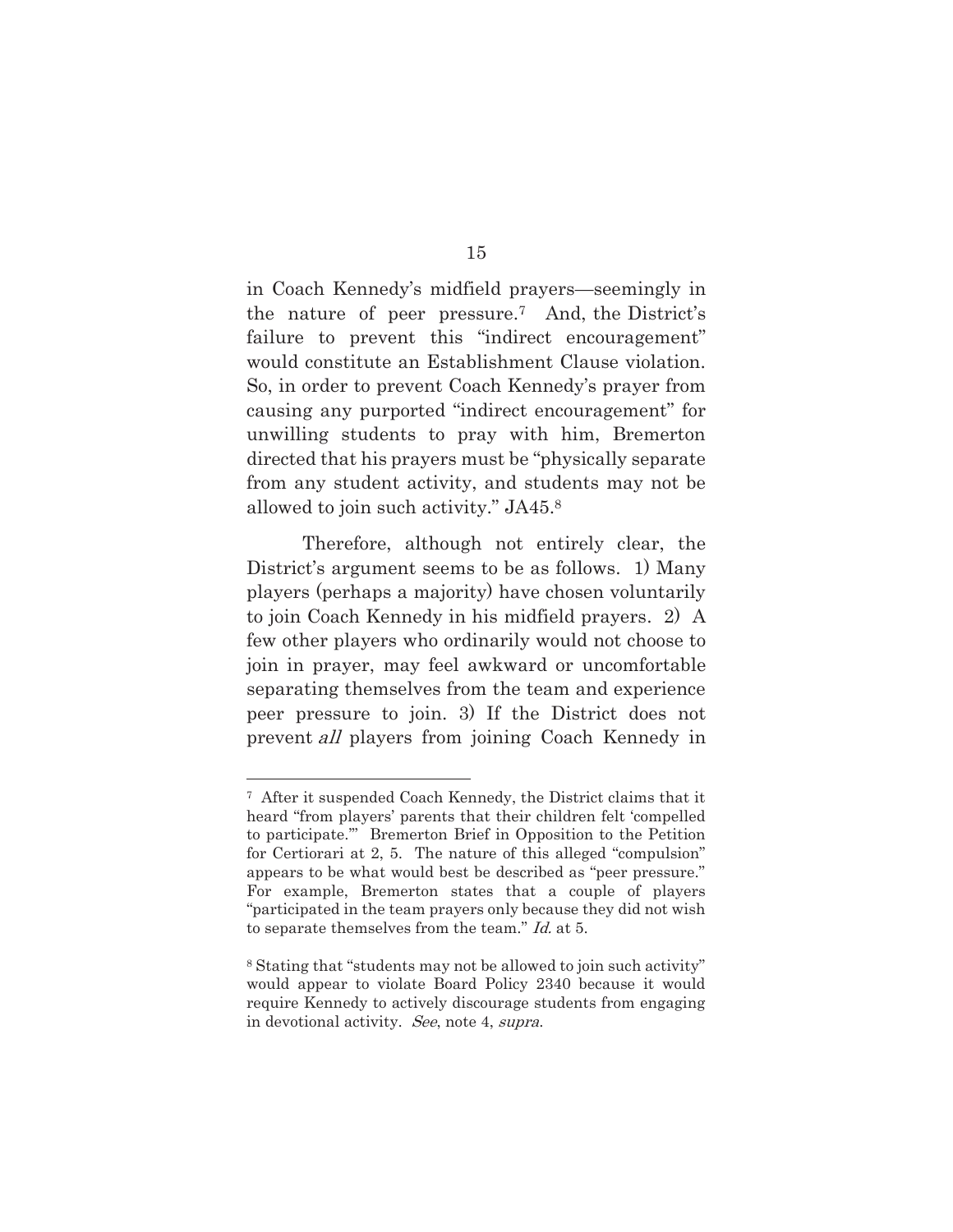in Coach Kennedy's midfield prayers—seemingly in the nature of peer pressure.[7] And, the District's failure to prevent this "indirect encouragement" would constitute an Establishment Clause violation. So, in order to prevent Coach Kennedy's prayer from causing any purported "indirect encouragement" for unwilling students to pray with him, Bremerton directed that his prayers must be "physically separate from any student activity, and students may not be allowed to join such activity." JA45.[8]

Therefore, although not entirely clear, the District's argument seems to be as follows. 1) Many players (perhaps a majority) have chosen voluntarily to join Coach Kennedy in his midfield prayers. 2) A few other players who ordinarily would not choose to join in prayer, may feel awkward or uncomfortable separating themselves from the team and experience peer pressure to join. 3) If the District does not prevent *all* players from joining Coach Kennedy in

---

[7] After it suspended Coach Kennedy, the District claims that it heard "from players' parents that their children felt 'compelled to participate.'" Bremerton Brief in Opposition to the Petition for Certiorari at 2, 5. The nature of this alleged "compulsion" appears to be what would best be described as "peer pressure." For example, Bremerton states that a couple of players "participated in the team prayers only because they did not wish to separate themselves from the team." *Id.* at 5.

[8] Stating that "students may not be allowed to join such activity" would appear to violate Board Policy 2340 because it would require Kennedy to actively discourage students from engaging in devotional activity. *See*, note 4, *supra*.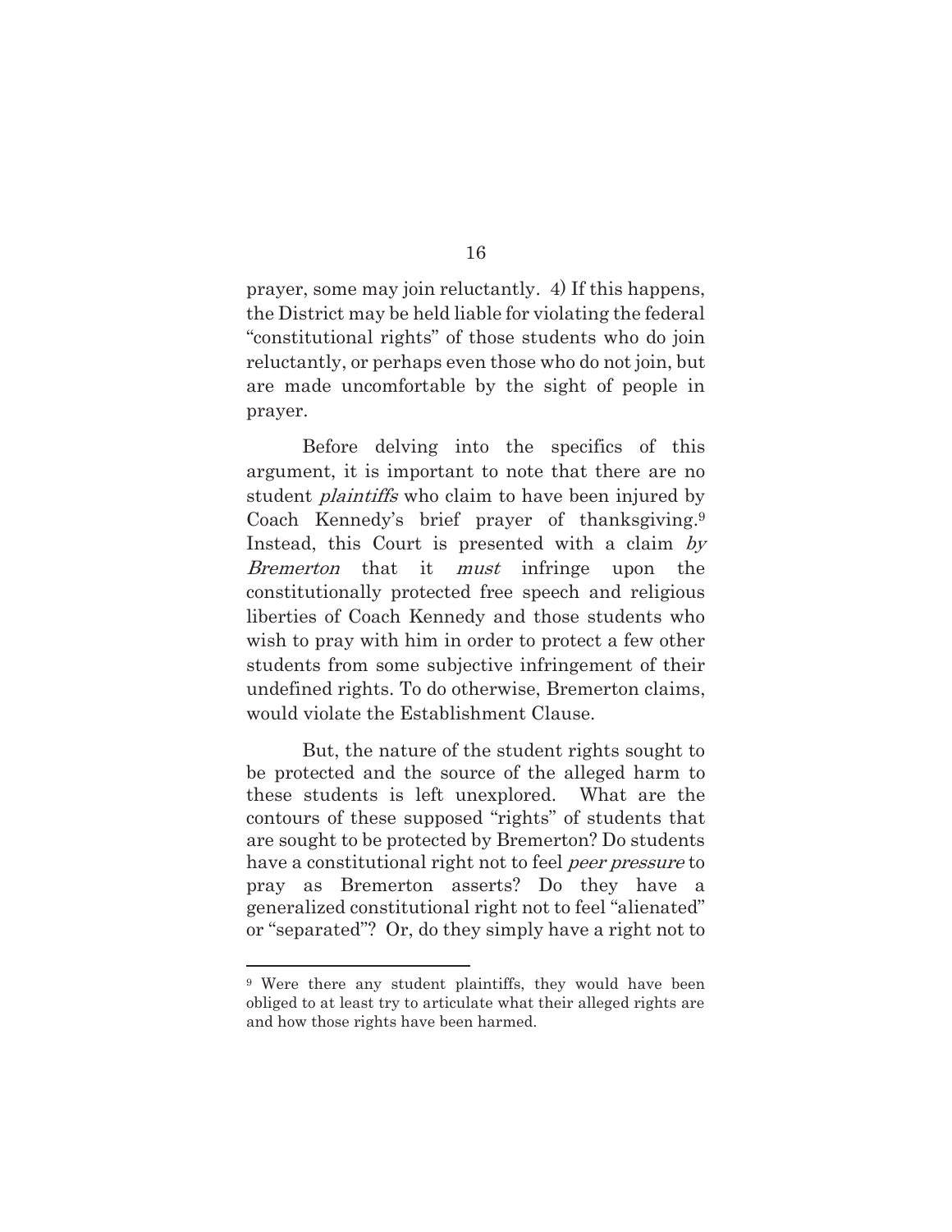prayer, some may join reluctantly. 4) If this happens, the District may be held liable for violating the federal "constitutional rights" of those students who do join reluctantly, or perhaps even those who do not join, but are made uncomfortable by the sight of people in prayer.

Before delving into the specifics of this argument, it is important to note that there are no student *plaintiffs* who claim to have been injured by Coach Kennedy's brief prayer of thanksgiving.[9] Instead, this Court is presented with a claim *by Bremerton* that it *must* infringe upon the constitutionally protected free speech and religious liberties of Coach Kennedy and those students who wish to pray with him in order to protect a few other students from some subjective infringement of their undefined rights. To do otherwise, Bremerton claims, would violate the Establishment Clause.

But, the nature of the student rights sought to be protected and the source of the alleged harm to these students is left unexplored. What are the contours of these supposed "rights" of students that are sought to be protected by Bremerton? Do students have a constitutional right not to feel *peer pressure* to pray as Bremerton asserts? Do they have a generalized constitutional right not to feel "alienated" or "separated"? Or, do they simply have a right not to

[9] Were there any student plaintiffs, they would have been obliged to at least try to articulate what their alleged rights are and how those rights have been harmed.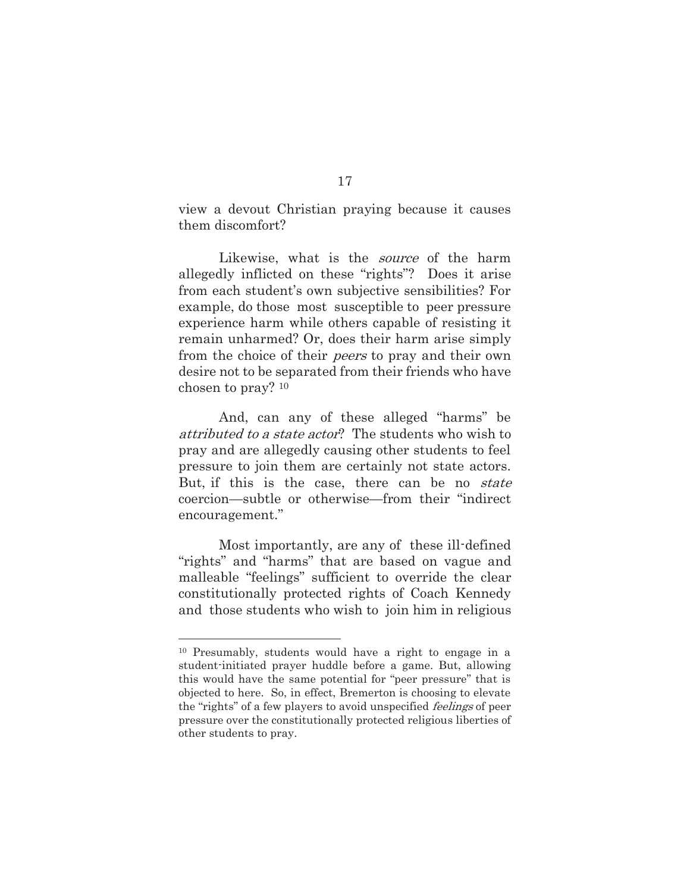view a devout Christian praying because it causes them discomfort?

Likewise, what is the *source* of the harm allegedly inflicted on these "rights"? Does it arise from each student's own subjective sensibilities? For example, do those most susceptible to peer pressure experience harm while others capable of resisting it remain unharmed? Or, does their harm arise simply from the choice of their *peers* to pray and their own desire not to be separated from their friends who have chosen to pray? [10]

And, can any of these alleged "harms" be *attributed to a state actor*? The students who wish to pray and are allegedly causing other students to feel pressure to join them are certainly not state actors. But, if this is the case, there can be no *state* coercion—subtle or otherwise—from their "indirect encouragement."

Most importantly, are any of these ill-defined "rights" and "harms" that are based on vague and malleable "feelings" sufficient to override the clear constitutionally protected rights of Coach Kennedy and those students who wish to join him in religious

---

[10] Presumably, students would have a right to engage in a student-initiated prayer huddle before a game. But, allowing this would have the same potential for "peer pressure" that is objected to here. So, in effect, Bremerton is choosing to elevate the "rights" of a few players to avoid unspecified *feelings* of peer pressure over the constitutionally protected religious liberties of other students to pray.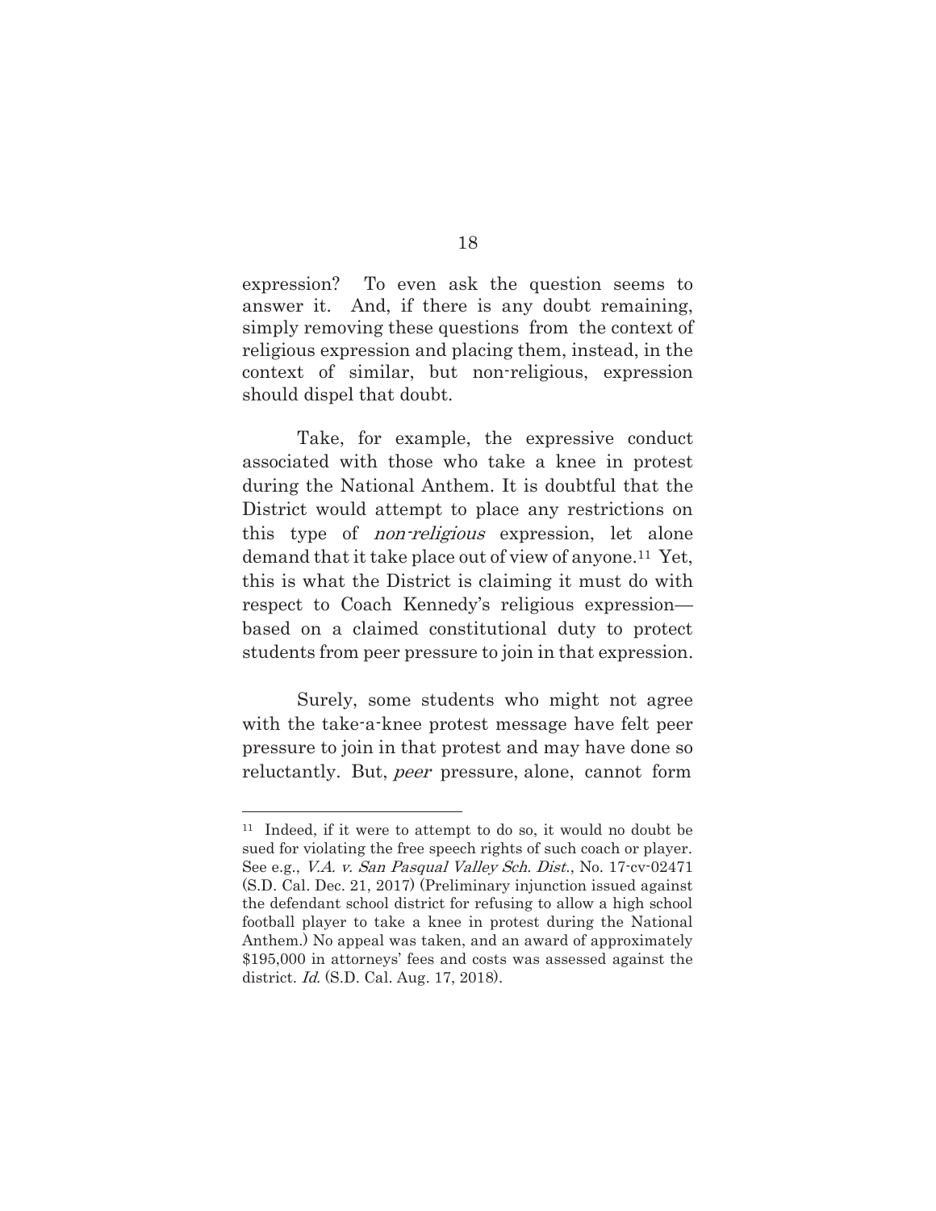expression? To even ask the question seems to answer it. And, if there is any doubt remaining, simply removing these questions from the context of religious expression and placing them, instead, in the context of similar, but non-religious, expression should dispel that doubt.

Take, for example, the expressive conduct associated with those who take a knee in protest during the National Anthem. It is doubtful that the District would attempt to place any restrictions on this type of *non-religious* expression, let alone demand that it take place out of view of anyone.[11] Yet, this is what the District is claiming it must do with respect to Coach Kennedy's religious expression—based on a claimed constitutional duty to protect students from peer pressure to join in that expression.

Surely, some students who might not agree with the take-a-knee protest message have felt peer pressure to join in that protest and may have done so reluctantly. But, *peer* pressure, alone, cannot form

---

[11] Indeed, if it were to attempt to do so, it would no doubt be sued for violating the free speech rights of such coach or player. See e.g., *V.A. v. San Pasqual Valley Sch. Dist.*, No. 17-cv-02471 (S.D. Cal. Dec. 21, 2017) (Preliminary injunction issued against the defendant school district for refusing to allow a high school football player to take a knee in protest during the National Anthem.) No appeal was taken, and an award of approximately $195,000 in attorneys' fees and costs was assessed against the district. *Id.* (S.D. Cal. Aug. 17, 2018).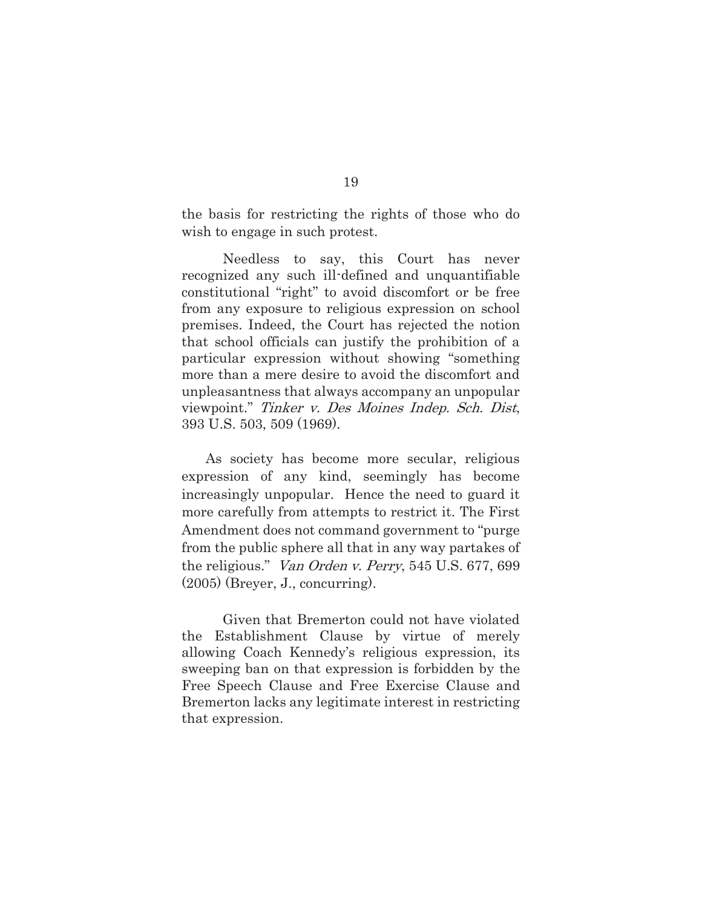the basis for restricting the rights of those who do wish to engage in such protest.

Needless to say, this Court has never recognized any such ill-defined and unquantifiable constitutional "right" to avoid discomfort or be free from any exposure to religious expression on school premises. Indeed, the Court has rejected the notion that school officials can justify the prohibition of a particular expression without showing "something more than a mere desire to avoid the discomfort and unpleasantness that always accompany an unpopular viewpoint." *Tinker v. Des Moines Indep. Sch. Dist*, 393 U.S. 503, 509 (1969).

As society has become more secular, religious expression of any kind, seemingly has become increasingly unpopular. Hence the need to guard it more carefully from attempts to restrict it. The First Amendment does not command government to "purge from the public sphere all that in any way partakes of the religious." *Van Orden v. Perry*, 545 U.S. 677, 699 (2005) (Breyer, J., concurring).

Given that Bremerton could not have violated the Establishment Clause by virtue of merely allowing Coach Kennedy's religious expression, its sweeping ban on that expression is forbidden by the Free Speech Clause and Free Exercise Clause and Bremerton lacks any legitimate interest in restricting that expression.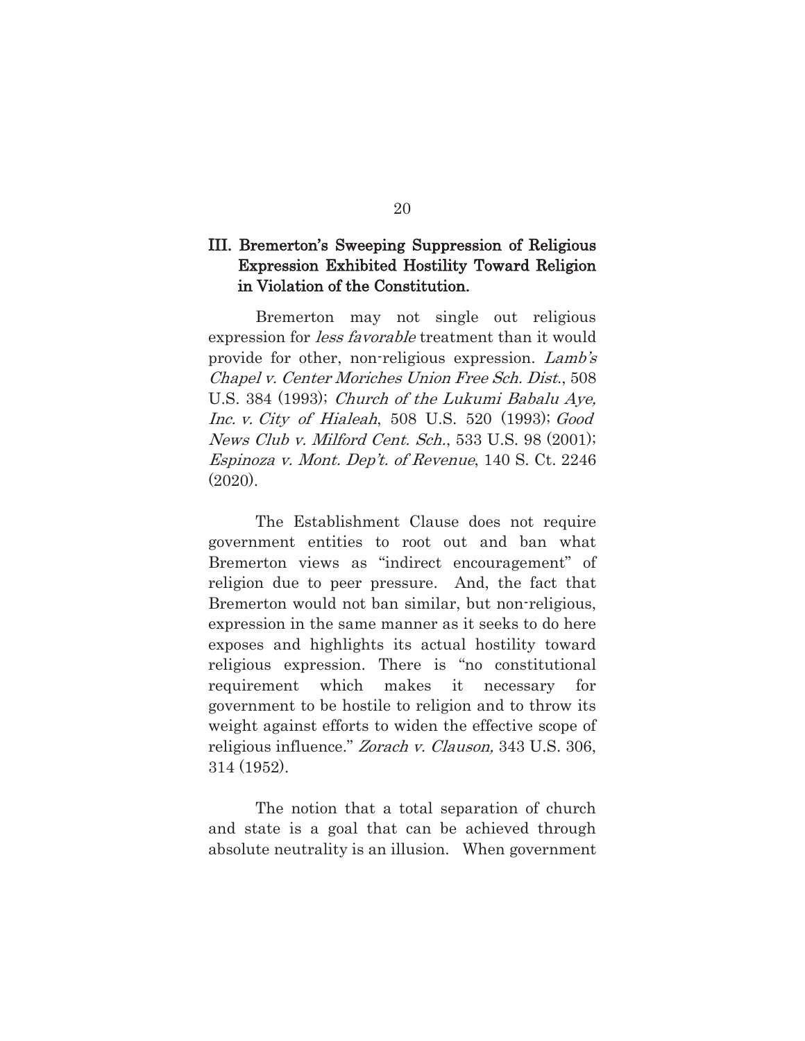## III. Bremerton's Sweeping Suppression of Religious Expression Exhibited Hostility Toward Religion in Violation of the Constitution.

Bremerton may not single out religious expression for *less favorable* treatment than it would provide for other, non-religious expression. *Lamb's Chapel v. Center Moriches Union Free Sch. Dist.*, 508 U.S. 384 (1993); *Church of the Lukumi Babalu Aye, Inc. v. City of Hialeah*, 508 U.S. 520 (1993); *Good News Club v. Milford Cent. Sch.*, 533 U.S. 98 (2001); *Espinoza v. Mont. Dep't. of Revenue*, 140 S. Ct. 2246 (2020).

The Establishment Clause does not require government entities to root out and ban what Bremerton views as "indirect encouragement" of religion due to peer pressure. And, the fact that Bremerton would not ban similar, but non-religious, expression in the same manner as it seeks to do here exposes and highlights its actual hostility toward religious expression. There is "no constitutional requirement which makes it necessary for government to be hostile to religion and to throw its weight against efforts to widen the effective scope of religious influence." *Zorach v. Clauson,* 343 U.S. 306, 314 (1952).

The notion that a total separation of church and state is a goal that can be achieved through absolute neutrality is an illusion. When government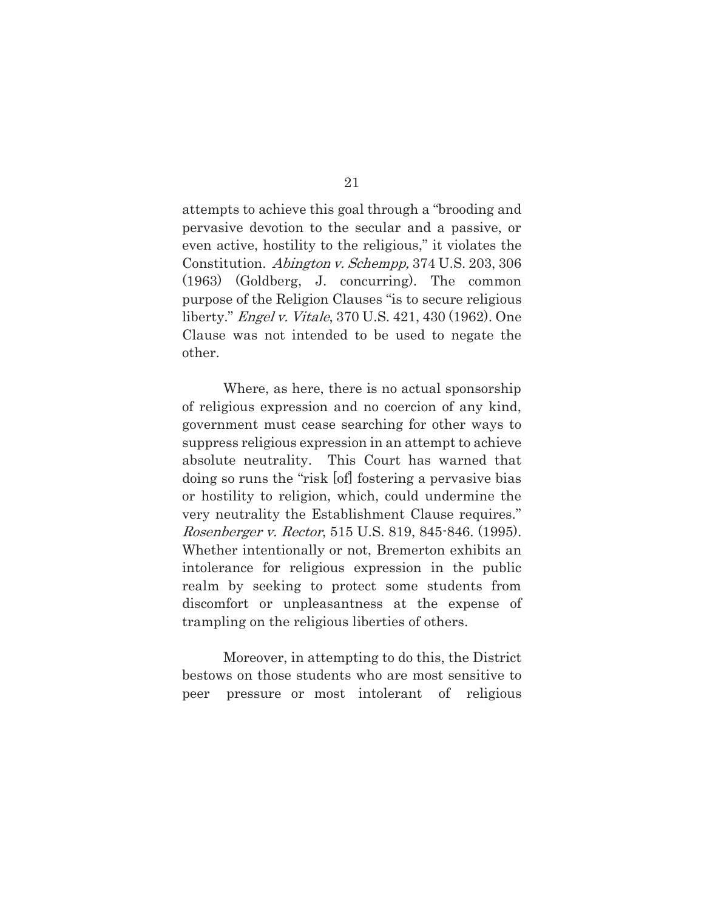attempts to achieve this goal through a "brooding and pervasive devotion to the secular and a passive, or even active, hostility to the religious," it violates the Constitution. *Abington v. Schempp,* 374 U.S. 203, 306 (1963) (Goldberg, J. concurring). The common purpose of the Religion Clauses "is to secure religious liberty." *Engel v. Vitale*, 370 U.S. 421, 430 (1962). One Clause was not intended to be used to negate the other.

Where, as here, there is no actual sponsorship of religious expression and no coercion of any kind, government must cease searching for other ways to suppress religious expression in an attempt to achieve absolute neutrality. This Court has warned that doing so runs the "risk [of] fostering a pervasive bias or hostility to religion, which, could undermine the very neutrality the Establishment Clause requires." *Rosenberger v. Rector*, 515 U.S. 819, 845-846. (1995). Whether intentionally or not, Bremerton exhibits an intolerance for religious expression in the public realm by seeking to protect some students from discomfort or unpleasantness at the expense of trampling on the religious liberties of others.

Moreover, in attempting to do this, the District bestows on those students who are most sensitive to peer pressure or most intolerant of religious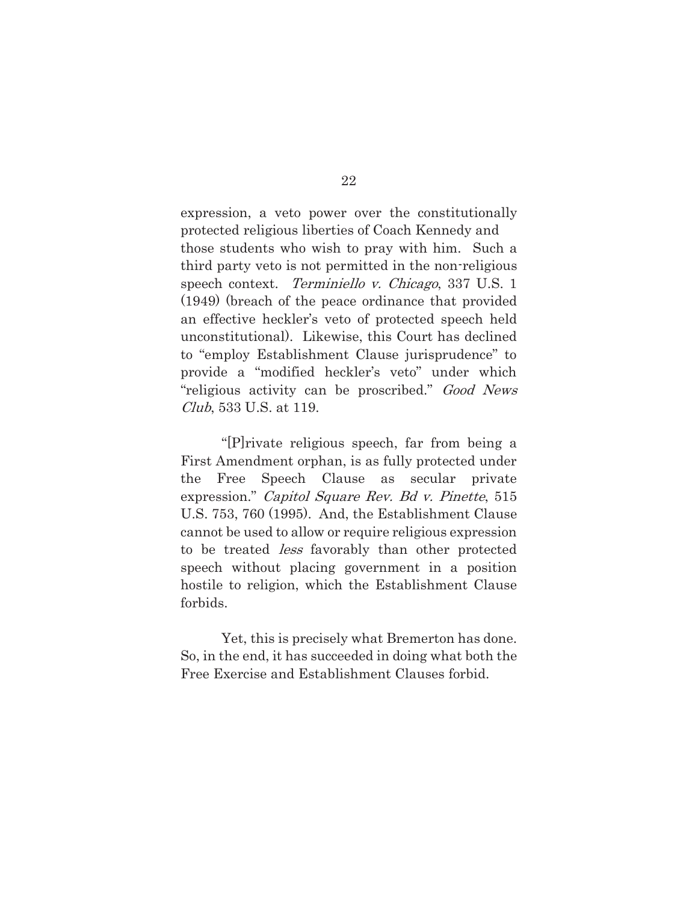expression, a veto power over the constitutionally protected religious liberties of Coach Kennedy and those students who wish to pray with him. Such a third party veto is not permitted in the non-religious speech context. *Terminiello v. Chicago*, 337 U.S. 1 (1949) (breach of the peace ordinance that provided an effective heckler's veto of protected speech held unconstitutional). Likewise, this Court has declined to "employ Establishment Clause jurisprudence" to provide a "modified heckler's veto" under which "religious activity can be proscribed." *Good News Club*, 533 U.S. at 119.

"[P]rivate religious speech, far from being a First Amendment orphan, is as fully protected under the Free Speech Clause as secular private expression." *Capitol Square Rev. Bd v. Pinette*, 515 U.S. 753, 760 (1995). And, the Establishment Clause cannot be used to allow or require religious expression to be treated *less* favorably than other protected speech without placing government in a position hostile to religion, which the Establishment Clause forbids.

Yet, this is precisely what Bremerton has done. So, in the end, it has succeeded in doing what both the Free Exercise and Establishment Clauses forbid.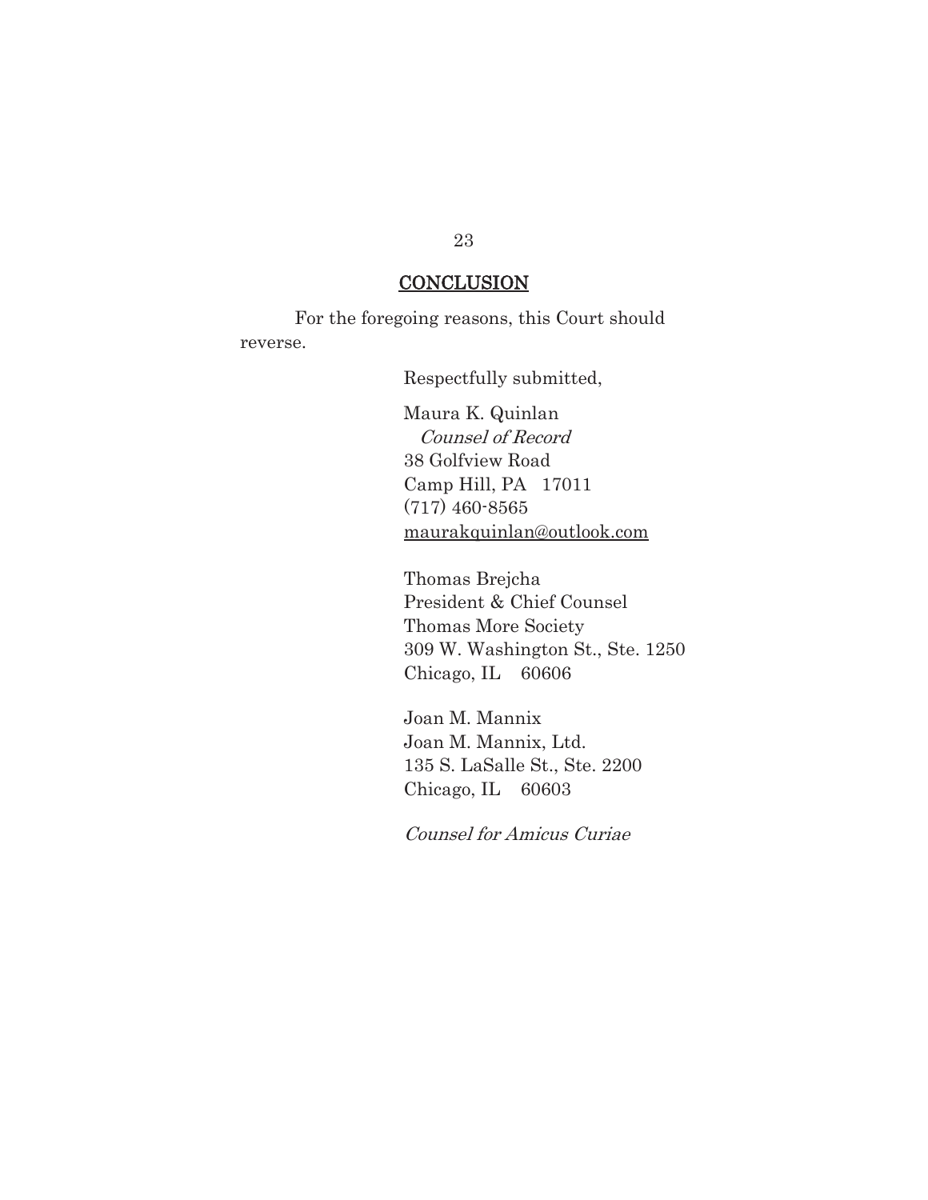## CONCLUSION

For the foregoing reasons, this Court should reverse.

Respectfully submitted,

Maura K. Quinlan
*Counsel of Record*
38 Golfview Road
Camp Hill, PA 17011
(717) 460-8565
maurakquinlan@outlook.com

Thomas Brejcha
President & Chief Counsel
Thomas More Society
309 W. Washington St., Ste. 1250
Chicago, IL 60606

Joan M. Mannix
Joan M. Mannix, Ltd.
135 S. LaSalle St., Ste. 2200
Chicago, IL 60603

*Counsel for Amicus Curiae*